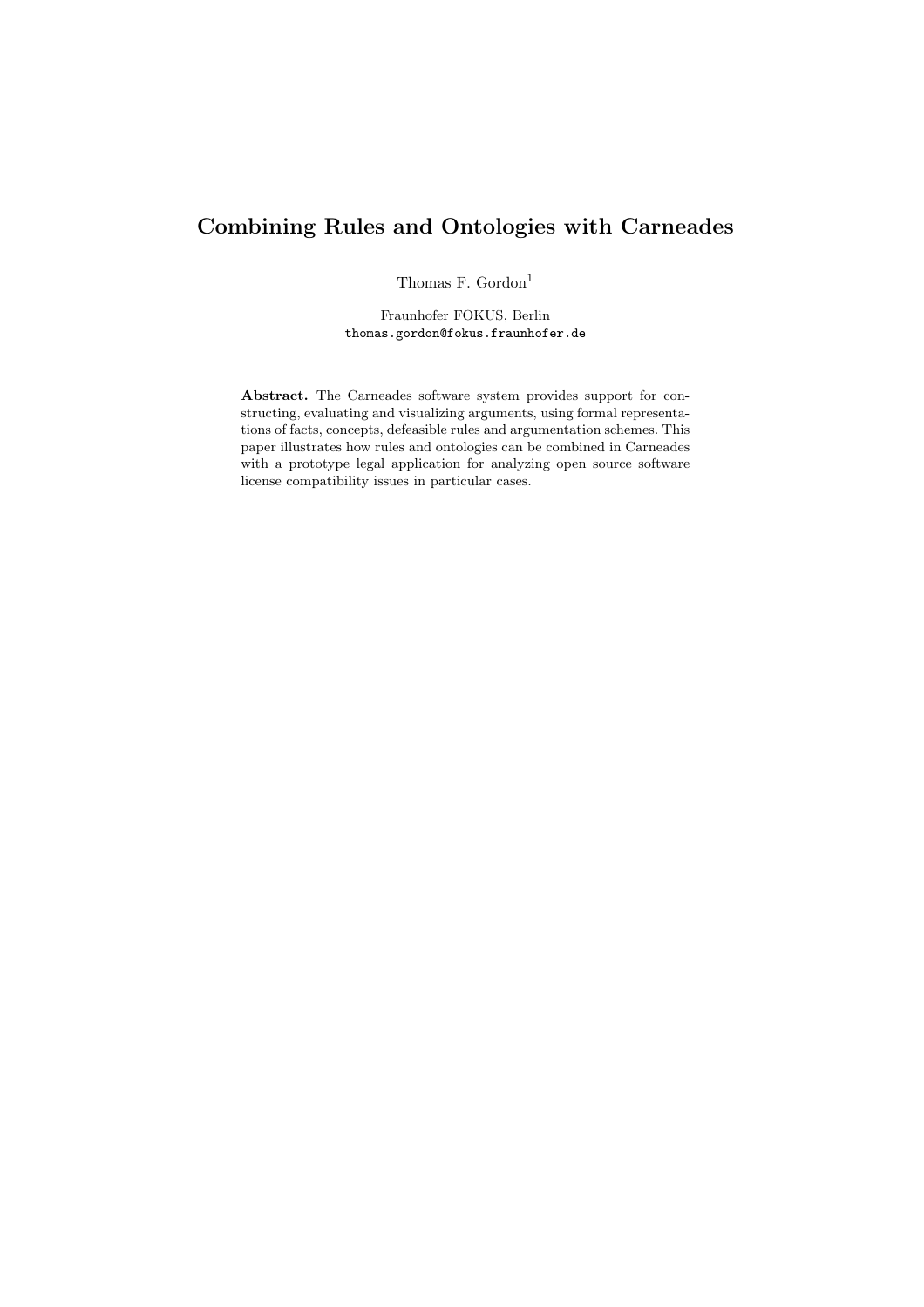# Combining Rules and Ontologies with Carneades

Thomas F. Gordon[1]

Fraunhofer FOKUS, Berlin
thomas.gordon@fokus.fraunhofer.de

**Abstract.** The Carneades software system provides support for constructing, evaluating and visualizing arguments, using formal representations of facts, concepts, defeasible rules and argumentation schemes. This paper illustrates how rules and ontologies can be combined in Carneades with a prototype legal application for analyzing open source software license compatibility issues in particular cases.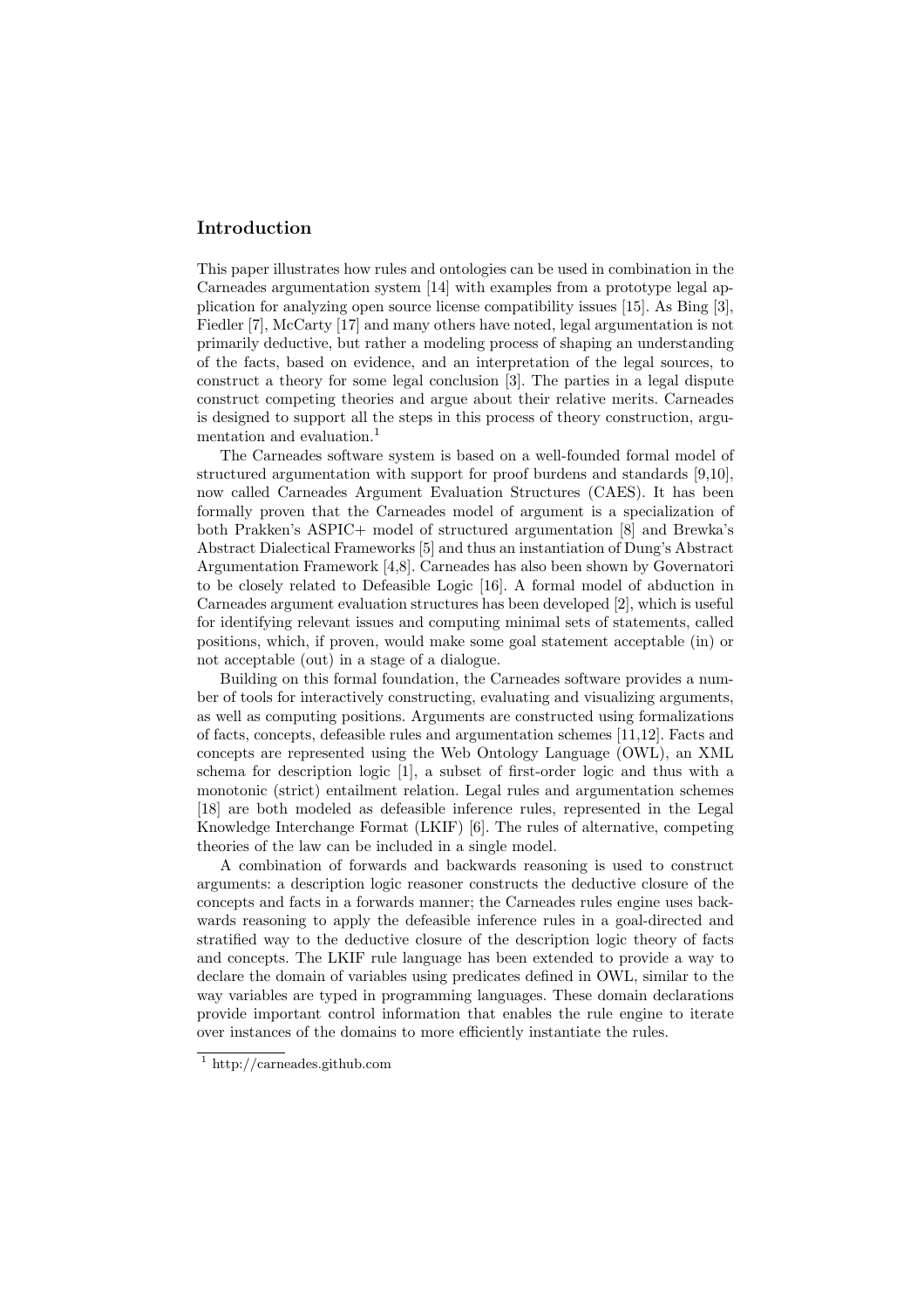## Introduction

This paper illustrates how rules and ontologies can be used in combination in the Carneades argumentation system [14] with examples from a prototype legal application for analyzing open source license compatibility issues [15]. As Bing [3], Fiedler [7], McCarty [17] and many others have noted, legal argumentation is not primarily deductive, but rather a modeling process of shaping an understanding of the facts, based on evidence, and an interpretation of the legal sources, to construct a theory for some legal conclusion [3]. The parties in a legal dispute construct competing theories and argue about their relative merits. Carneades is designed to support all the steps in this process of theory construction, argumentation and evaluation.[1]

The Carneades software system is based on a well-founded formal model of structured argumentation with support for proof burdens and standards [9,10], now called Carneades Argument Evaluation Structures (CAES). It has been formally proven that the Carneades model of argument is a specialization of both Prakken's ASPIC+ model of structured argumentation [8] and Brewka's Abstract Dialectical Frameworks [5] and thus an instantiation of Dung's Abstract Argumentation Framework [4,8]. Carneades has also been shown by Governatori to be closely related to Defeasible Logic [16]. A formal model of abduction in Carneades argument evaluation structures has been developed [2], which is useful for identifying relevant issues and computing minimal sets of statements, called positions, which, if proven, would make some goal statement acceptable (in) or not acceptable (out) in a stage of a dialogue.

Building on this formal foundation, the Carneades software provides a number of tools for interactively constructing, evaluating and visualizing arguments, as well as computing positions. Arguments are constructed using formalizations of facts, concepts, defeasible rules and argumentation schemes [11,12]. Facts and concepts are represented using the Web Ontology Language (OWL), an XML schema for description logic [1], a subset of first-order logic and thus with a monotonic (strict) entailment relation. Legal rules and argumentation schemes [18] are both modeled as defeasible inference rules, represented in the Legal Knowledge Interchange Format (LKIF) [6]. The rules of alternative, competing theories of the law can be included in a single model.

A combination of forwards and backwards reasoning is used to construct arguments: a description logic reasoner constructs the deductive closure of the concepts and facts in a forwards manner; the Carneades rules engine uses backwards reasoning to apply the defeasible inference rules in a goal-directed and stratified way to the deductive closure of the description logic theory of facts and concepts. The LKIF rule language has been extended to provide a way to declare the domain of variables using predicates defined in OWL, similar to the way variables are typed in programming languages. These domain declarations provide important control information that enables the rule engine to iterate over instances of the domains to more efficiently instantiate the rules.

[1] http://carneades.github.com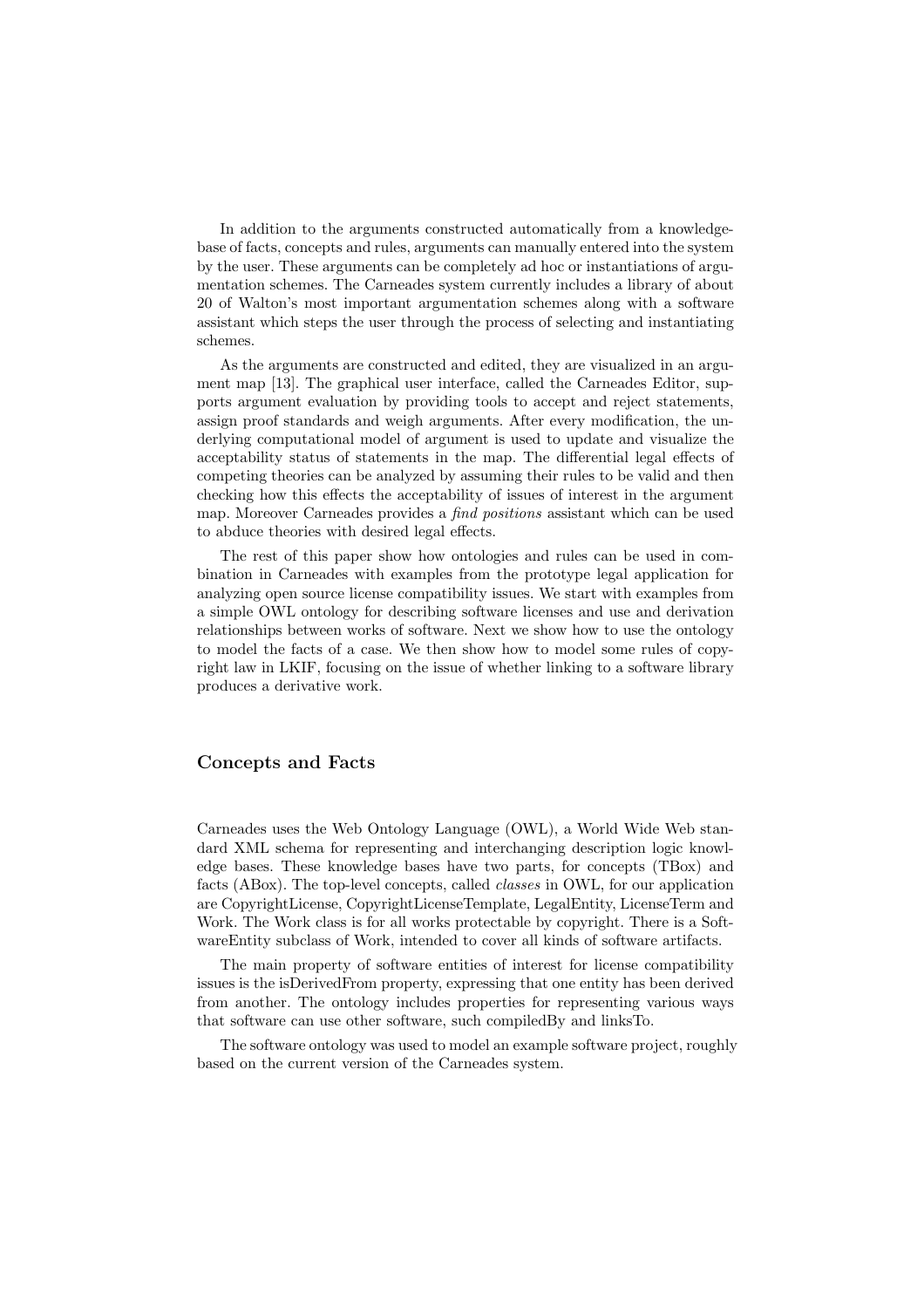In addition to the arguments constructed automatically from a knowledge-base of facts, concepts and rules, arguments can manually entered into the system by the user. These arguments can be completely ad hoc or instantiations of argumentation schemes. The Carneades system currently includes a library of about 20 of Walton's most important argumentation schemes along with a software assistant which steps the user through the process of selecting and instantiating schemes.

As the arguments are constructed and edited, they are visualized in an argument map [13]. The graphical user interface, called the Carneades Editor, supports argument evaluation by providing tools to accept and reject statements, assign proof standards and weigh arguments. After every modification, the underlying computational model of argument is used to update and visualize the acceptability status of statements in the map. The differential legal effects of competing theories can be analyzed by assuming their rules to be valid and then checking how this effects the acceptability of issues of interest in the argument map. Moreover Carneades provides a *find positions* assistant which can be used to abduce theories with desired legal effects.

The rest of this paper show how ontologies and rules can be used in combination in Carneades with examples from the prototype legal application for analyzing open source license compatibility issues. We start with examples from a simple OWL ontology for describing software licenses and use and derivation relationships between works of software. Next we show how to use the ontology to model the facts of a case. We then show how to model some rules of copyright law in LKIF, focusing on the issue of whether linking to a software library produces a derivative work.

## Concepts and Facts

Carneades uses the Web Ontology Language (OWL), a World Wide Web standard XML schema for representing and interchanging description logic knowledge bases. These knowledge bases have two parts, for concepts (TBox) and facts (ABox). The top-level concepts, called *classes* in OWL, for our application are CopyrightLicense, CopyrightLicenseTemplate, LegalEntity, LicenseTerm and Work. The Work class is for all works protectable by copyright. There is a SoftwareEntity subclass of Work, intended to cover all kinds of software artifacts.

The main property of software entities of interest for license compatibility issues is the isDerivedFrom property, expressing that one entity has been derived from another. The ontology includes properties for representing various ways that software can use other software, such compiledBy and linksTo.

The software ontology was used to model an example software project, roughly based on the current version of the Carneades system.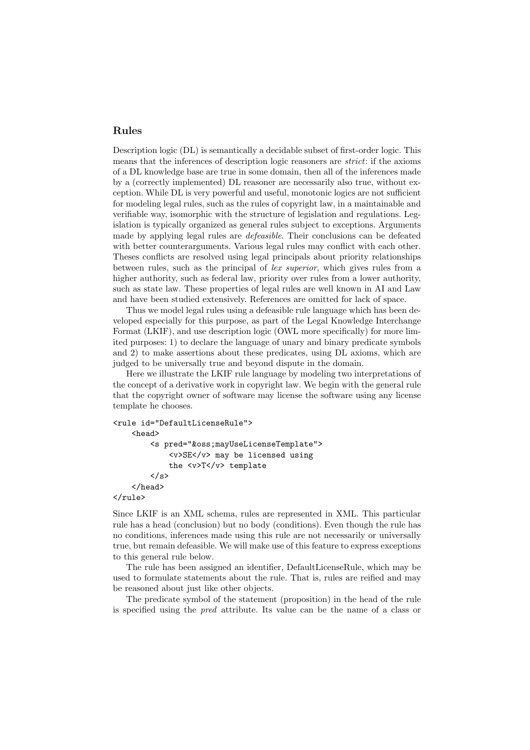## Rules

Description logic (DL) is semantically a decidable subset of first-order logic. This means that the inferences of description logic reasoners are *strict*: if the axioms of a DL knowledge base are true in some domain, then all of the inferences made by a (correctly implemented) DL reasoner are necessarily also true, without exception. While DL is very powerful and useful, monotonic logics are not sufficient for modeling legal rules, such as the rules of copyright law, in a maintainable and verifiable way, isomorphic with the structure of legislation and regulations. Legislation is typically organized as general rules subject to exceptions. Arguments made by applying legal rules are *defeasible*. Their conclusions can be defeated with better counterarguments. Various legal rules may conflict with each other. Theses conflicts are resolved using legal principals about priority relationships between rules, such as the principal of *lex superior*, which gives rules from a higher authority, such as federal law, priority over rules from a lower authority, such as state law. These properties of legal rules are well known in AI and Law and have been studied extensively. References are omitted for lack of space.

Thus we model legal rules using a defeasible rule language which has been developed especially for this purpose, as part of the Legal Knowledge Interchange Format (LKIF), and use description logic (OWL more specifically) for more limited purposes: 1) to declare the language of unary and binary predicate symbols and 2) to make assertions about these predicates, using DL axioms, which are judged to be universally true and beyond dispute in the domain.

Here we illustrate the LKIF rule language by modeling two interpretations of the concept of a derivative work in copyright law. We begin with the general rule that the copyright owner of software may license the software using any license template he chooses.

```
<rule id="DefaultLicenseRule">
    <head>
        <s pred="&oss;mayUseLicenseTemplate">
            <v>SE</v> may be licensed using
            the <v>T</v> template
        </s>
    </head>
</rule>
```

Since LKIF is an XML schema, rules are represented in XML. This particular rule has a head (conclusion) but no body (conditions). Even though the rule has no conditions, inferences made using this rule are not necessarily or universally true, but remain defeasible. We will make use of this feature to express exceptions to this general rule below.

The rule has been assigned an identifier, DefaultLicenseRule, which may be used to formulate statements about the rule. That is, rules are reified and may be reasoned about just like other objects.

The predicate symbol of the statement (proposition) in the head of the rule is specified using the *pred* attribute. Its value can be the name of a class or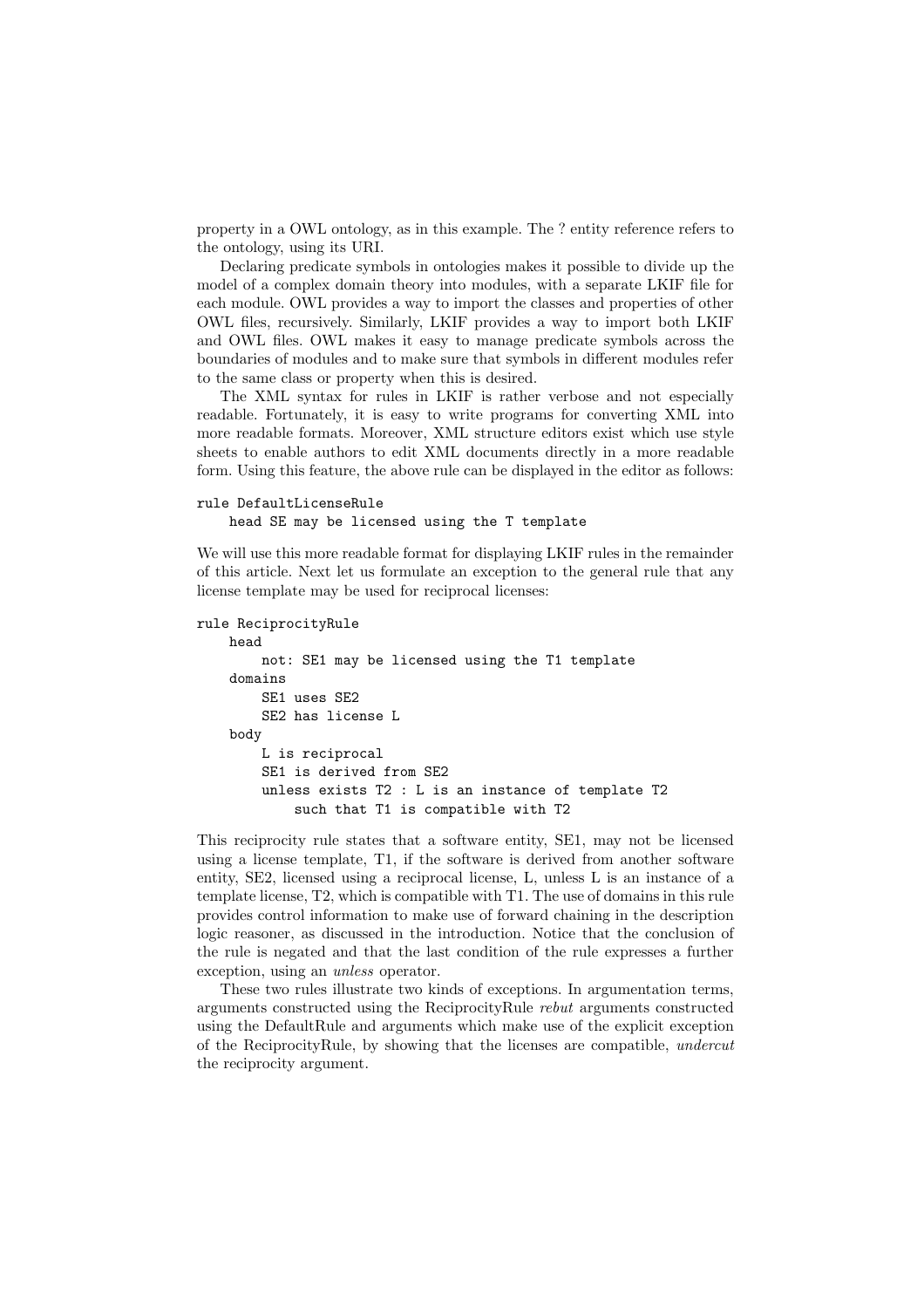property in a OWL ontology, as in this example. The ? entity reference refers to the ontology, using its URI.

Declaring predicate symbols in ontologies makes it possible to divide up the model of a complex domain theory into modules, with a separate LKIF file for each module. OWL provides a way to import the classes and properties of other OWL files, recursively. Similarly, LKIF provides a way to import both LKIF and OWL files. OWL makes it easy to manage predicate symbols across the boundaries of modules and to make sure that symbols in different modules refer to the same class or property when this is desired.

The XML syntax for rules in LKIF is rather verbose and not especially readable. Fortunately, it is easy to write programs for converting XML into more readable formats. Moreover, XML structure editors exist which use style sheets to enable authors to edit XML documents directly in a more readable form. Using this feature, the above rule can be displayed in the editor as follows:

```
rule DefaultLicenseRule
    head SE may be licensed using the T template
```

We will use this more readable format for displaying LKIF rules in the remainder of this article. Next let us formulate an exception to the general rule that any license template may be used for reciprocal licenses:

```
rule ReciprocityRule
    head
        not: SE1 may be licensed using the T1 template
    domains
        SE1 uses SE2
        SE2 has license L
    body
        L is reciprocal
        SE1 is derived from SE2
        unless exists T2 : L is an instance of template T2
            such that T1 is compatible with T2
```

This reciprocity rule states that a software entity, SE1, may not be licensed using a license template, T1, if the software is derived from another software entity, SE2, licensed using a reciprocal license, L, unless L is an instance of a template license, T2, which is compatible with T1. The use of domains in this rule provides control information to make use of forward chaining in the description logic reasoner, as discussed in the introduction. Notice that the conclusion of the rule is negated and that the last condition of the rule expresses a further exception, using an *unless* operator.

These two rules illustrate two kinds of exceptions. In argumentation terms, arguments constructed using the ReciprocityRule *rebut* arguments constructed using the DefaultRule and arguments which make use of the explicit exception of the ReciprocityRule, by showing that the licenses are compatible, *undercut* the reciprocity argument.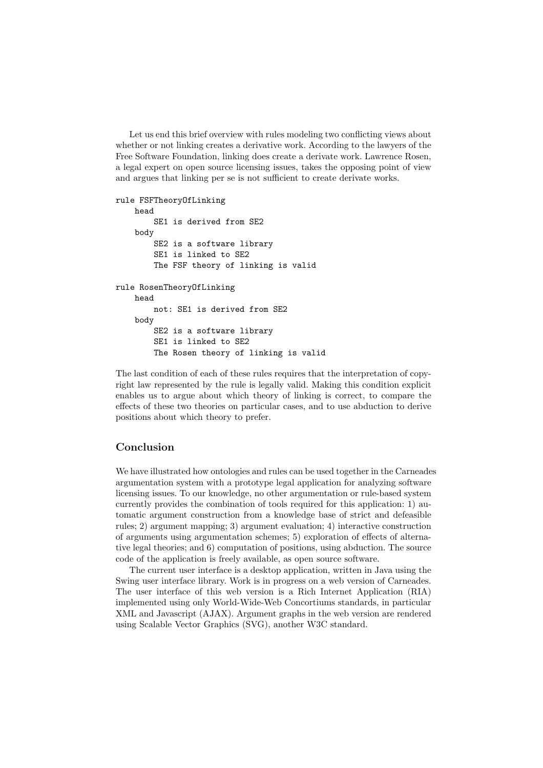Let us end this brief overview with rules modeling two conflicting views about whether or not linking creates a derivative work. According to the lawyers of the Free Software Foundation, linking does create a derivate work. Lawrence Rosen, a legal expert on open source licensing issues, takes the opposing point of view and argues that linking per se is not sufficient to create derivate works.

```
rule FSFTheoryOfLinking
    head
        SE1 is derived from SE2
    body
        SE2 is a software library
        SE1 is linked to SE2
        The FSF theory of linking is valid

rule RosenTheoryOfLinking
    head
        not: SE1 is derived from SE2
    body
        SE2 is a software library
        SE1 is linked to SE2
        The Rosen theory of linking is valid
```

The last condition of each of these rules requires that the interpretation of copyright law represented by the rule is legally valid. Making this condition explicit enables us to argue about which theory of linking is correct, to compare the effects of these two theories on particular cases, and to use abduction to derive positions about which theory to prefer.

## Conclusion

We have illustrated how ontologies and rules can be used together in the Carneades argumentation system with a prototype legal application for analyzing software licensing issues. To our knowledge, no other argumentation or rule-based system currently provides the combination of tools required for this application: 1) automatic argument construction from a knowledge base of strict and defeasible rules; 2) argument mapping; 3) argument evaluation; 4) interactive construction of arguments using argumentation schemes; 5) exploration of effects of alternative legal theories; and 6) computation of positions, using abduction. The source code of the application is freely available, as open source software.

The current user interface is a desktop application, written in Java using the Swing user interface library. Work is in progress on a web version of Carneades. The user interface of this web version is a Rich Internet Application (RIA) implemented using only World-Wide-Web Concortiums standards, in particular XML and Javascript (AJAX). Argument graphs in the web version are rendered using Scalable Vector Graphics (SVG), another W3C standard.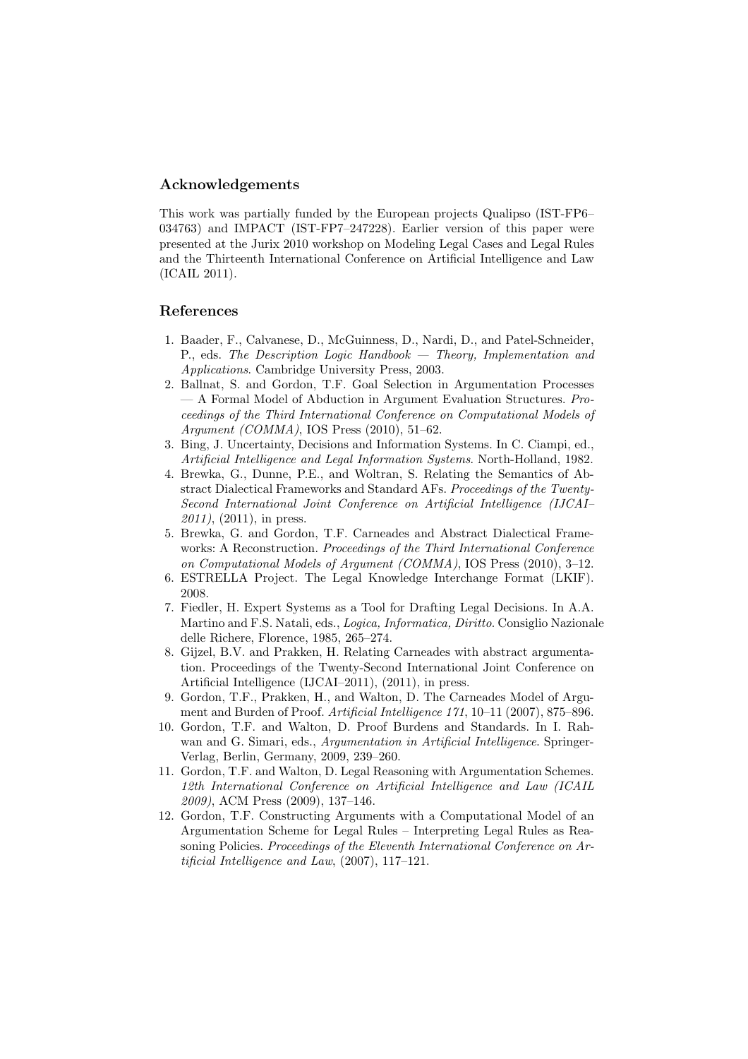## Acknowledgements

This work was partially funded by the European projects Qualipso (IST-FP6–034763) and IMPACT (IST-FP7–247228). Earlier version of this paper were presented at the Jurix 2010 workshop on Modeling Legal Cases and Legal Rules and the Thirteenth International Conference on Artificial Intelligence and Law (ICAIL 2011).

## References

1. Baader, F., Calvanese, D., McGuinness, D., Nardi, D., and Patel-Schneider, P., eds. *The Description Logic Handbook — Theory, Implementation and Applications*. Cambridge University Press, 2003.
2. Ballnat, S. and Gordon, T.F. Goal Selection in Argumentation Processes — A Formal Model of Abduction in Argument Evaluation Structures. *Proceedings of the Third International Conference on Computational Models of Argument (COMMA)*, IOS Press (2010), 51–62.
3. Bing, J. Uncertainty, Decisions and Information Systems. In C. Ciampi, ed., *Artificial Intelligence and Legal Information Systems*. North-Holland, 1982.
4. Brewka, G., Dunne, P.E., and Woltran, S. Relating the Semantics of Abstract Dialectical Frameworks and Standard AFs. *Proceedings of the Twenty-Second International Joint Conference on Artificial Intelligence (IJCAI–2011)*, (2011), in press.
5. Brewka, G. and Gordon, T.F. Carneades and Abstract Dialectical Frameworks: A Reconstruction. *Proceedings of the Third International Conference on Computational Models of Argument (COMMA)*, IOS Press (2010), 3–12.
6. ESTRELLA Project. The Legal Knowledge Interchange Format (LKIF). 2008.
7. Fiedler, H. Expert Systems as a Tool for Drafting Legal Decisions. In A.A. Martino and F.S. Natali, eds., *Logica, Informatica, Diritto*. Consiglio Nazionale delle Richere, Florence, 1985, 265–274.
8. Gijzel, B.V. and Prakken, H. Relating Carneades with abstract argumentation. Proceedings of the Twenty-Second International Joint Conference on Artificial Intelligence (IJCAI–2011), (2011), in press.
9. Gordon, T.F., Prakken, H., and Walton, D. The Carneades Model of Argument and Burden of Proof. *Artificial Intelligence 171*, 10–11 (2007), 875–896.
10. Gordon, T.F. and Walton, D. Proof Burdens and Standards. In I. Rahwan and G. Simari, eds., *Argumentation in Artificial Intelligence*. Springer-Verlag, Berlin, Germany, 2009, 239–260.
11. Gordon, T.F. and Walton, D. Legal Reasoning with Argumentation Schemes. *12th International Conference on Artificial Intelligence and Law (ICAIL 2009)*, ACM Press (2009), 137–146.
12. Gordon, T.F. Constructing Arguments with a Computational Model of an Argumentation Scheme for Legal Rules – Interpreting Legal Rules as Reasoning Policies. *Proceedings of the Eleventh International Conference on Artificial Intelligence and Law*, (2007), 117–121.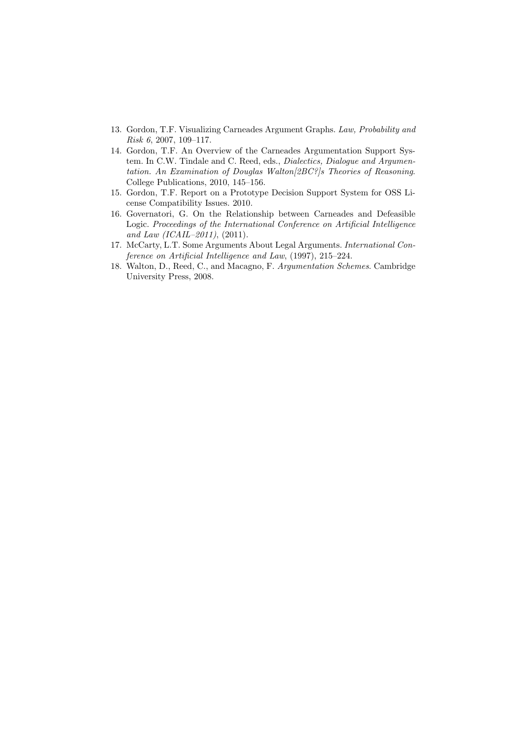13. Gordon, T.F. Visualizing Carneades Argument Graphs. *Law, Probability and Risk 6*, 2007, 109–117.
14. Gordon, T.F. An Overview of the Carneades Argumentation Support System. In C.W. Tindale and C. Reed, eds., *Dialectics, Dialogue and Argumentation. An Examination of Douglas Walton[2BC?]s Theories of Reasoning*. College Publications, 2010, 145–156.
15. Gordon, T.F. Report on a Prototype Decision Support System for OSS License Compatibility Issues. 2010.
16. Governatori, G. On the Relationship between Carneades and Defeasible Logic. *Proceedings of the International Conference on Artificial Intelligence and Law (ICAIL–2011)*, (2011).
17. McCarty, L.T. Some Arguments About Legal Arguments. *International Conference on Artificial Intelligence and Law*, (1997), 215–224.
18. Walton, D., Reed, C., and Macagno, F. *Argumentation Schemes*. Cambridge University Press, 2008.